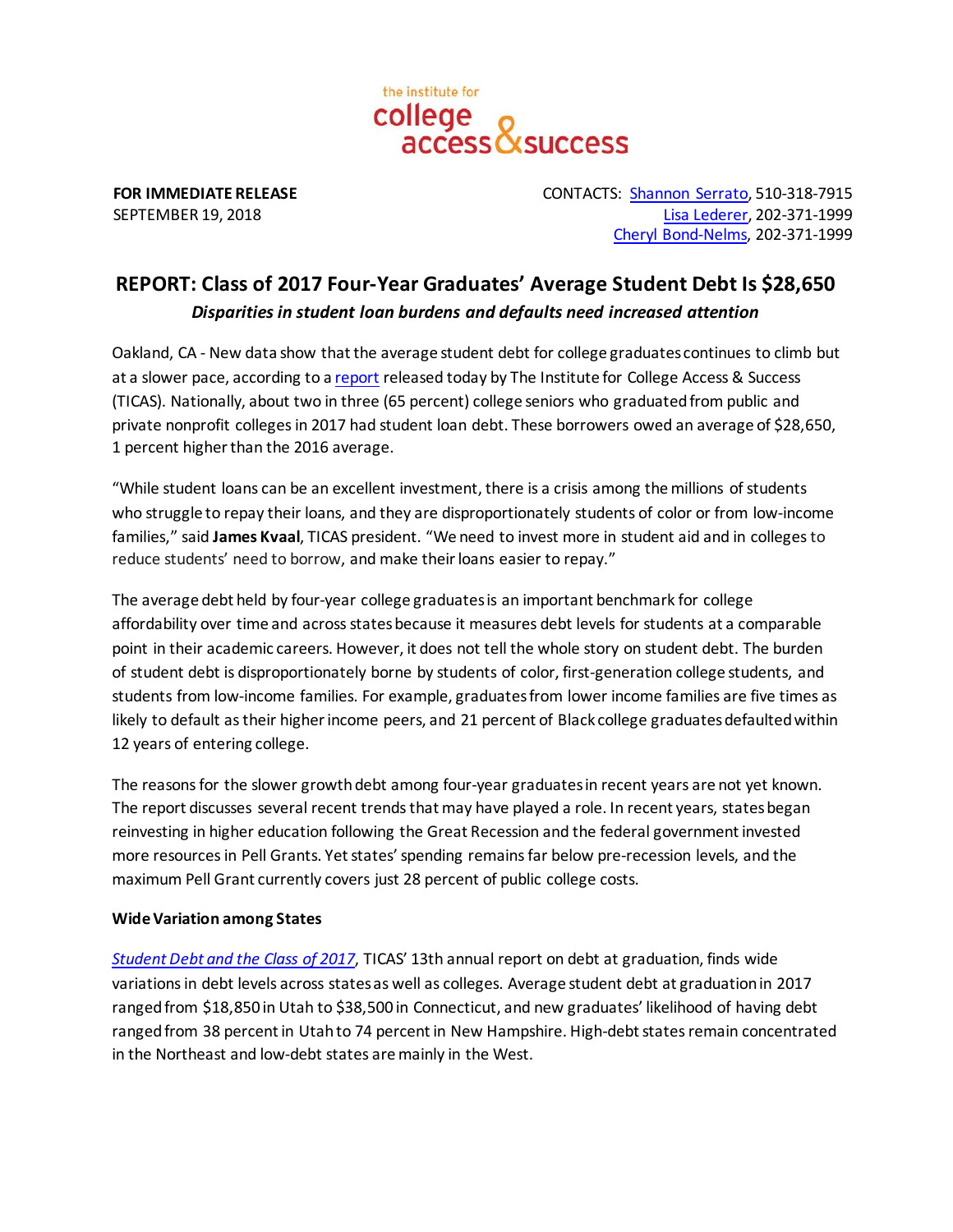the institute for
college access & success

**FOR IMMEDIATE RELEASE**
SEPTEMBER 19, 2018

CONTACTS: Shannon Serrato, 510-318-7915
Lisa Lederer, 202-371-1999
Cheryl Bond-Nelms, 202-371-1999

## REPORT: Class of 2017 Four-Year Graduates' Average Student Debt Is $28,650

***Disparities in student loan burdens and defaults need increased attention***

Oakland, CA - New data show that the average student debt for college graduates continues to climb but at a slower pace, according to a report released today by The Institute for College Access & Success (TICAS). Nationally, about two in three (65 percent) college seniors who graduated from public and private nonprofit colleges in 2017 had student loan debt. These borrowers owed an average of $28,650, 1 percent higher than the 2016 average.

"While student loans can be an excellent investment, there is a crisis among the millions of students who struggle to repay their loans, and they are disproportionately students of color or from low-income families," said **James Kvaal**, TICAS president. "We need to invest more in student aid and in colleges to reduce students' need to borrow, and make their loans easier to repay."

The average debt held by four-year college graduates is an important benchmark for college affordability over time and across states because it measures debt levels for students at a comparable point in their academic careers. However, it does not tell the whole story on student debt. The burden of student debt is disproportionately borne by students of color, first-generation college students, and students from low-income families. For example, graduates from lower income families are five times as likely to default as their higher income peers, and 21 percent of Black college graduates defaulted within 12 years of entering college.

The reasons for the slower growth debt among four-year graduates in recent years are not yet known. The report discusses several recent trends that may have played a role. In recent years, states began reinvesting in higher education following the Great Recession and the federal government invested more resources in Pell Grants. Yet states' spending remains far below pre-recession levels, and the maximum Pell Grant currently covers just 28 percent of public college costs.

**Wide Variation among States**

*Student Debt and the Class of 2017*, TICAS' 13th annual report on debt at graduation, finds wide variations in debt levels across states as well as colleges. Average student debt at graduation in 2017 ranged from $18,850 in Utah to $38,500 in Connecticut, and new graduates' likelihood of having debt ranged from 38 percent in Utah to 74 percent in New Hampshire. High-debt states remain concentrated in the Northeast and low-debt states are mainly in the West.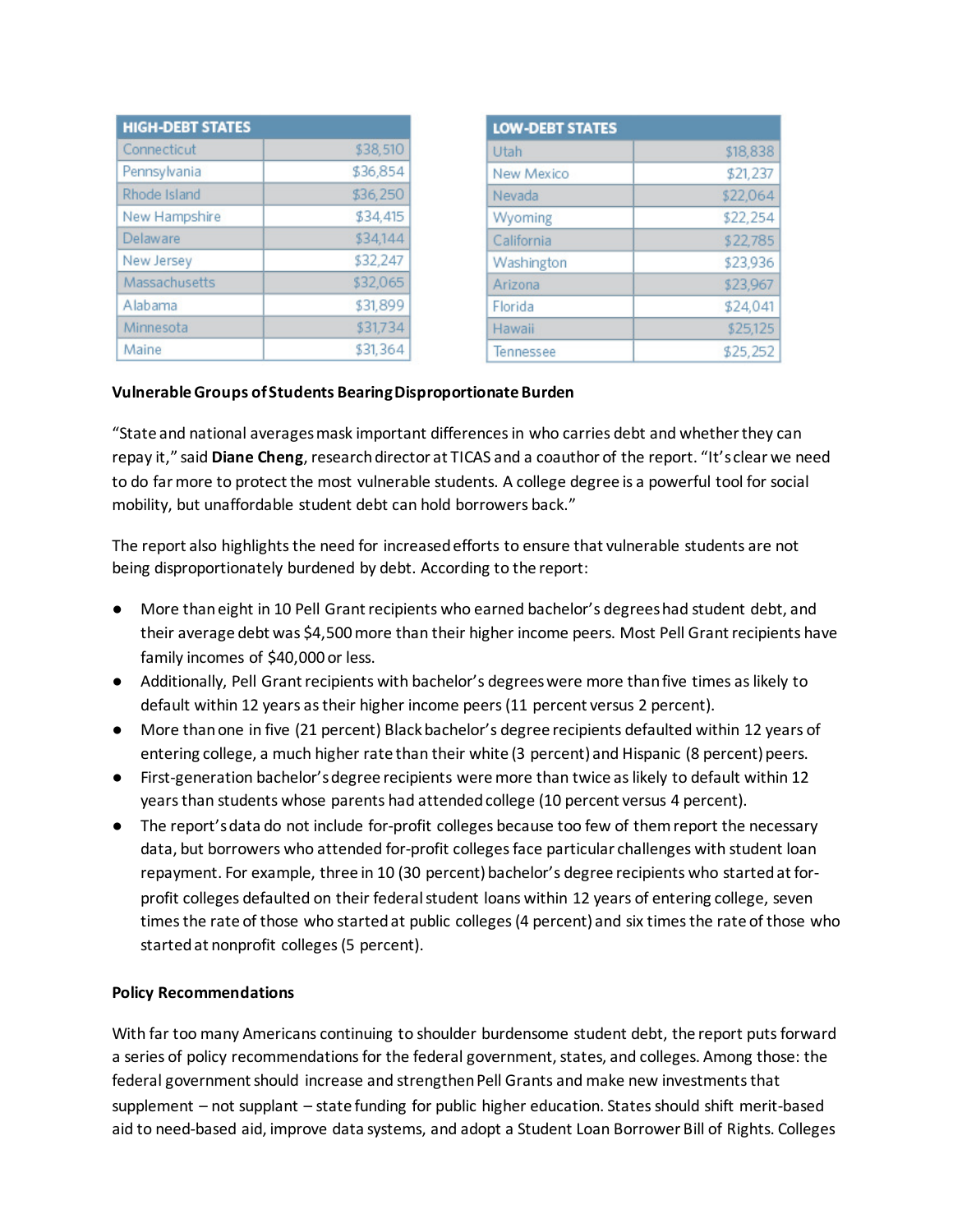| HIGH-DEBT STATES | |
|---|---|
| Connecticut | $38,510 |
| Pennsylvania | $36,854 |
| Rhode Island | $36,250 |
| New Hampshire | $34,415 |
| Delaware | $34,144 |
| New Jersey | $32,247 |
| Massachusetts | $32,065 |
| Alabama | $31,899 |
| Minnesota | $31,734 |
| Maine | $31,364 |

| LOW-DEBT STATES | |
|---|---|
| Utah | $18,838 |
| New Mexico | $21,237 |
| Nevada | $22,064 |
| Wyoming | $22,254 |
| California | $22,785 |
| Washington | $23,936 |
| Arizona | $23,967 |
| Florida | $24,041 |
| Hawaii | $25,125 |
| Tennessee | $25,252 |

**Vulnerable Groups of Students Bearing Disproportionate Burden**

"State and national averages mask important differences in who carries debt and whether they can repay it," said **Diane Cheng**, research director at TICAS and a coauthor of the report. "It's clear we need to do far more to protect the most vulnerable students. A college degree is a powerful tool for social mobility, but unaffordable student debt can hold borrowers back."

The report also highlights the need for increased efforts to ensure that vulnerable students are not being disproportionately burdened by debt. According to the report:

- More than eight in 10 Pell Grant recipients who earned bachelor's degrees had student debt, and their average debt was $4,500 more than their higher income peers. Most Pell Grant recipients have family incomes of $40,000 or less.
- Additionally, Pell Grant recipients with bachelor's degrees were more than five times as likely to default within 12 years as their higher income peers (11 percent versus 2 percent).
- More than one in five (21 percent) Black bachelor's degree recipients defaulted within 12 years of entering college, a much higher rate than their white (3 percent) and Hispanic (8 percent) peers.
- First-generation bachelor's degree recipients were more than twice as likely to default within 12 years than students whose parents had attended college (10 percent versus 4 percent).
- The report's data do not include for-profit colleges because too few of them report the necessary data, but borrowers who attended for-profit colleges face particular challenges with student loan repayment. For example, three in 10 (30 percent) bachelor's degree recipients who started at for-profit colleges defaulted on their federal student loans within 12 years of entering college, seven times the rate of those who started at public colleges (4 percent) and six times the rate of those who started at nonprofit colleges (5 percent).

**Policy Recommendations**

With far too many Americans continuing to shoulder burdensome student debt, the report puts forward a series of policy recommendations for the federal government, states, and colleges. Among those: the federal government should increase and strengthen Pell Grants and make new investments that supplement – not supplant – state funding for public higher education. States should shift merit-based aid to need-based aid, improve data systems, and adopt a Student Loan Borrower Bill of Rights. Colleges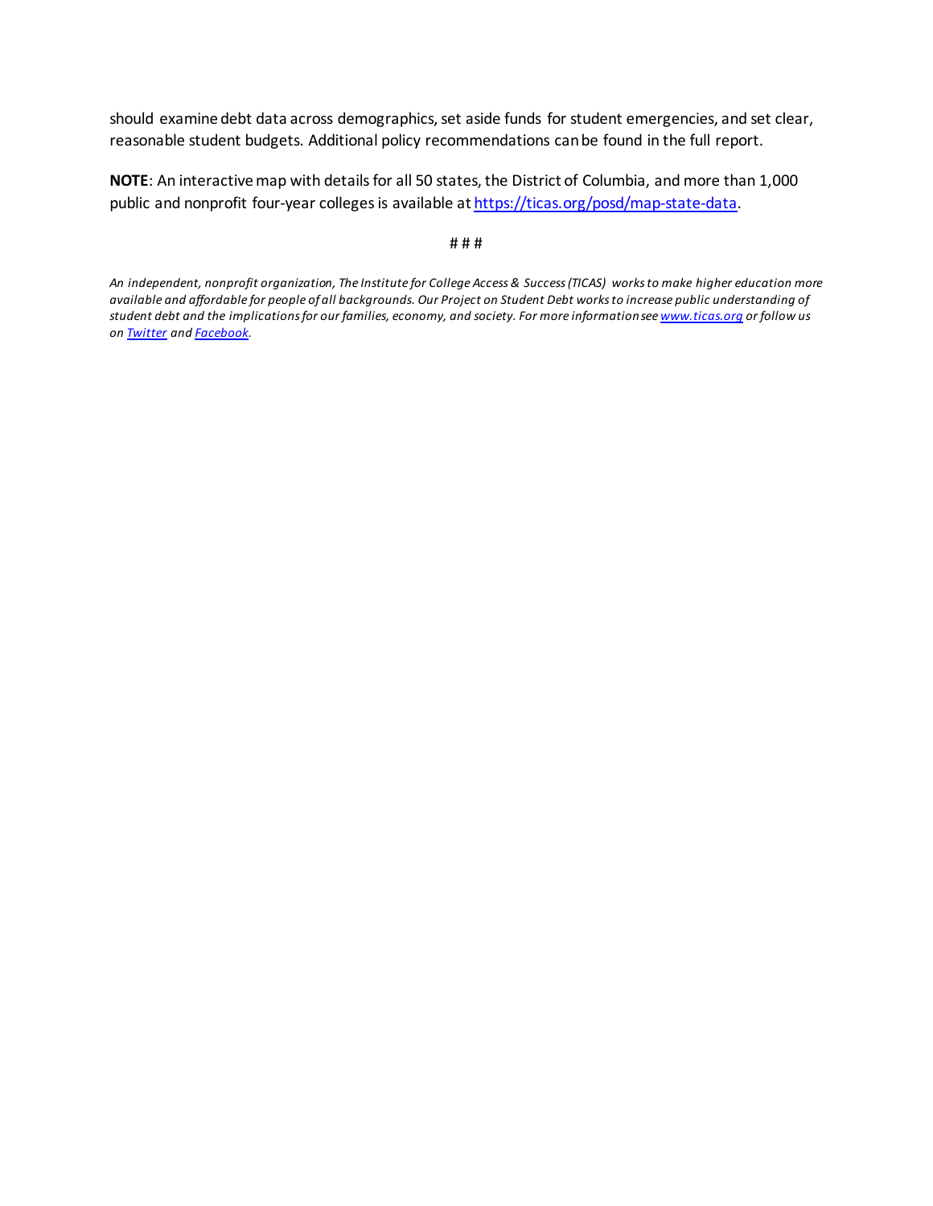should examine debt data across demographics, set aside funds for student emergencies, and set clear, reasonable student budgets. Additional policy recommendations can be found in the full report.

**NOTE**: An interactive map with details for all 50 states, the District of Columbia, and more than 1,000 public and nonprofit four-year colleges is available at [https://ticas.org/posd/map-state-data](https://ticas.org/posd/map-state-data).

# # #

*An independent, nonprofit organization, The Institute for College Access & Success (TICAS) works to make higher education more available and affordable for people of all backgrounds. Our Project on Student Debt works to increase public understanding of student debt and the implications for our families, economy, and society. For more information see [www.ticas.org](http://www.ticas.org) or follow us on [Twitter](https://twitter.com) and [Facebook](https://facebook.com).*